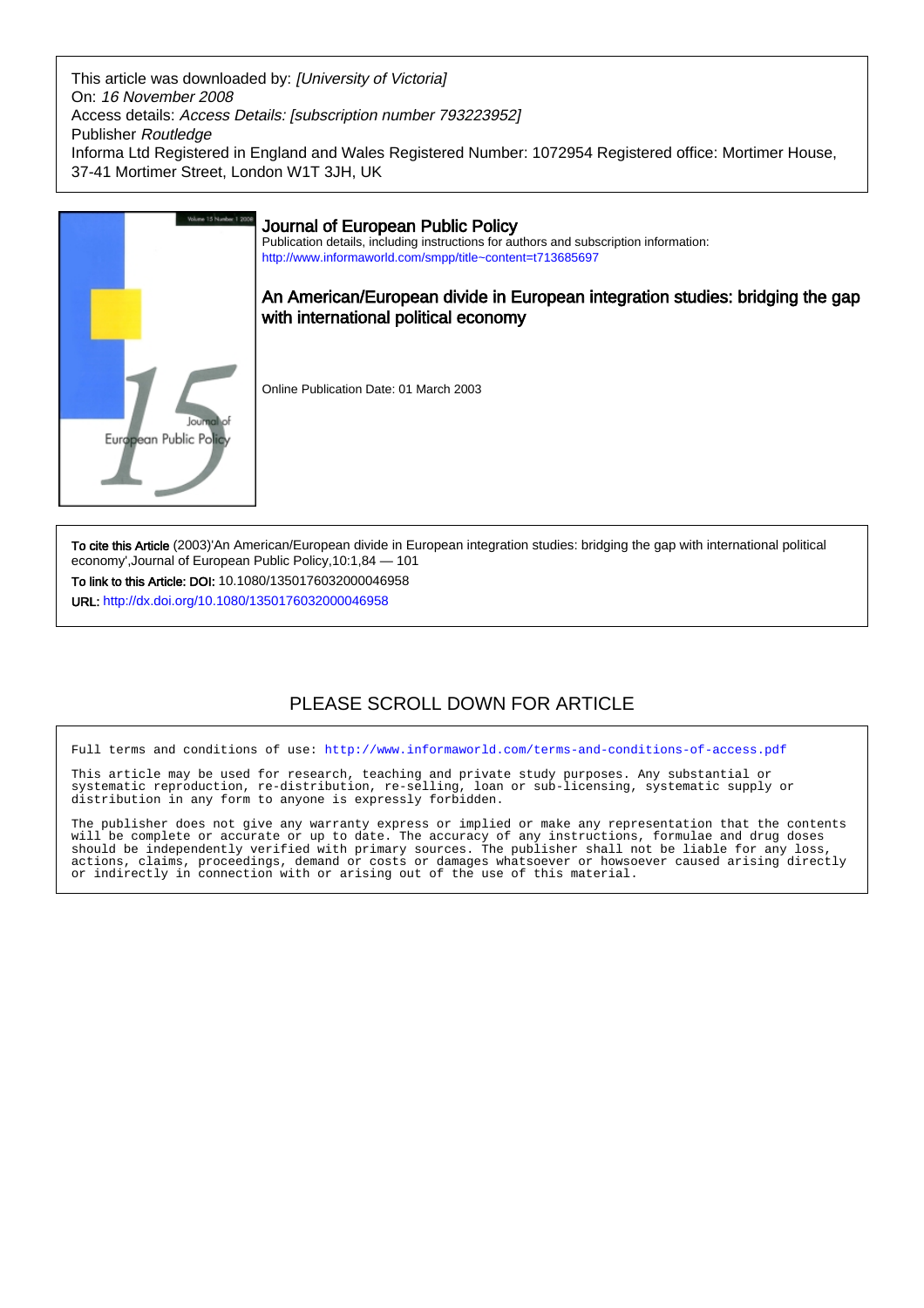This article was downloaded by: *[University of Victoria]*
On: *16 November 2008*
Access details: *Access Details: [subscription number 793223952]*
Publisher *Routledge*
Informa Ltd Registered in England and Wales Registered Number: 1072954 Registered office: Mortimer House, 37-41 Mortimer Street, London W1T 3JH, UK

# Journal of European Public Policy

Publication details, including instructions for authors and subscription information:
http://www.informaworld.com/smpp/title~content=t713685697

## An American/European divide in European integration studies: bridging the gap with international political economy

Online Publication Date: 01 March 2003

**To cite this Article** (2003)'An American/European divide in European integration studies: bridging the gap with international political economy',Journal of European Public Policy,10:1,84 — 101

**To link to this Article: DOI:** 10.1080/1350176032000046958

**URL:** http://dx.doi.org/10.1080/1350176032000046958

PLEASE SCROLL DOWN FOR ARTICLE

Full terms and conditions of use: http://www.informaworld.com/terms-and-conditions-of-access.pdf

This article may be used for research, teaching and private study purposes. Any substantial or systematic reproduction, re-distribution, re-selling, loan or sub-licensing, systematic supply or distribution in any form to anyone is expressly forbidden.

The publisher does not give any warranty express or implied or make any representation that the contents will be complete or accurate or up to date. The accuracy of any instructions, formulae and drug doses should be independently verified with primary sources. The publisher shall not be liable for any loss, actions, claims, proceedings, demand or costs or damages whatsoever or howsoever caused arising directly or indirectly in connection with or arising out of the use of this material.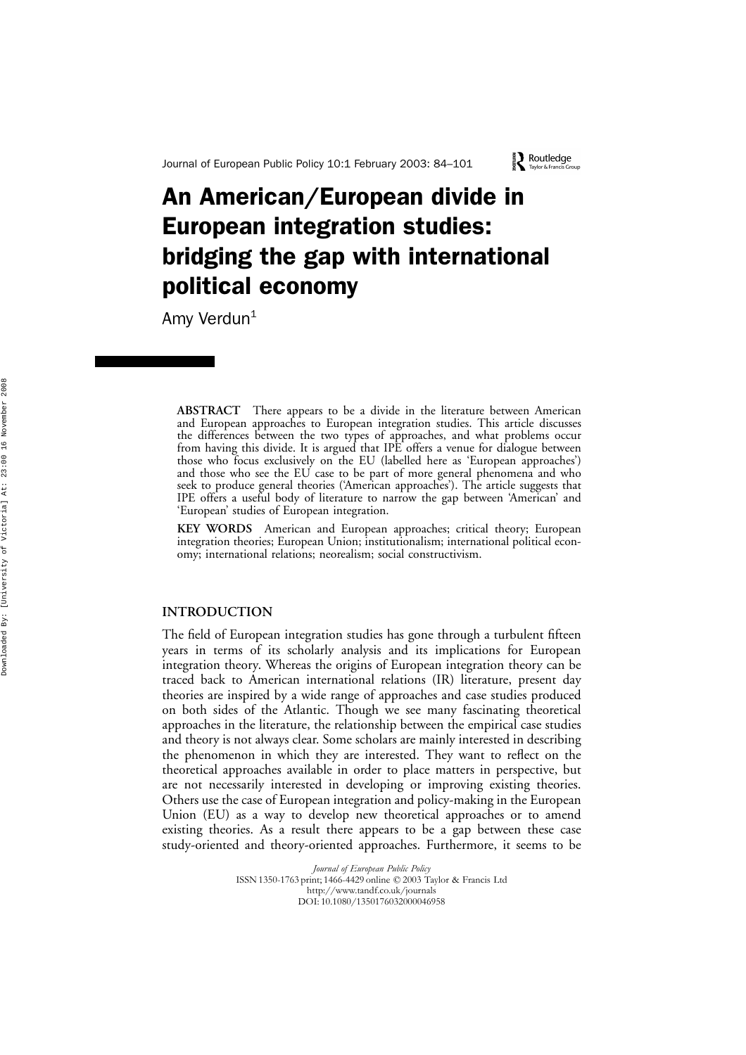# An American/European divide in European integration studies: bridging the gap with international political economy

Amy Verdun[1]

**ABSTRACT** There appears to be a divide in the literature between American and European approaches to European integration studies. This article discusses the differences between the two types of approaches, and what problems occur from having this divide. It is argued that IPE offers a venue for dialogue between those who focus exclusively on the EU (labelled here as 'European approaches') and those who see the EU case to be part of more general phenomena and who seek to produce general theories ('American approaches'). The article suggests that IPE offers a useful body of literature to narrow the gap between 'American' and 'European' studies of European integration.

**KEY WORDS** American and European approaches; critical theory; European integration theories; European Union; institutionalism; international political economy; international relations; neorealism; social constructivism.

## INTRODUCTION

The field of European integration studies has gone through a turbulent fifteen years in terms of its scholarly analysis and its implications for European integration theory. Whereas the origins of European integration theory can be traced back to American international relations (IR) literature, present day theories are inspired by a wide range of approaches and case studies produced on both sides of the Atlantic. Though we see many fascinating theoretical approaches in the literature, the relationship between the empirical case studies and theory is not always clear. Some scholars are mainly interested in describing the phenomenon in which they are interested. They want to reflect on the theoretical approaches available in order to place matters in perspective, but are not necessarily interested in developing or improving existing theories. Others use the case of European integration and policy-making in the European Union (EU) as a way to develop new theoretical approaches or to amend existing theories. As a result there appears to be a gap between these case study-oriented and theory-oriented approaches. Furthermore, it seems to be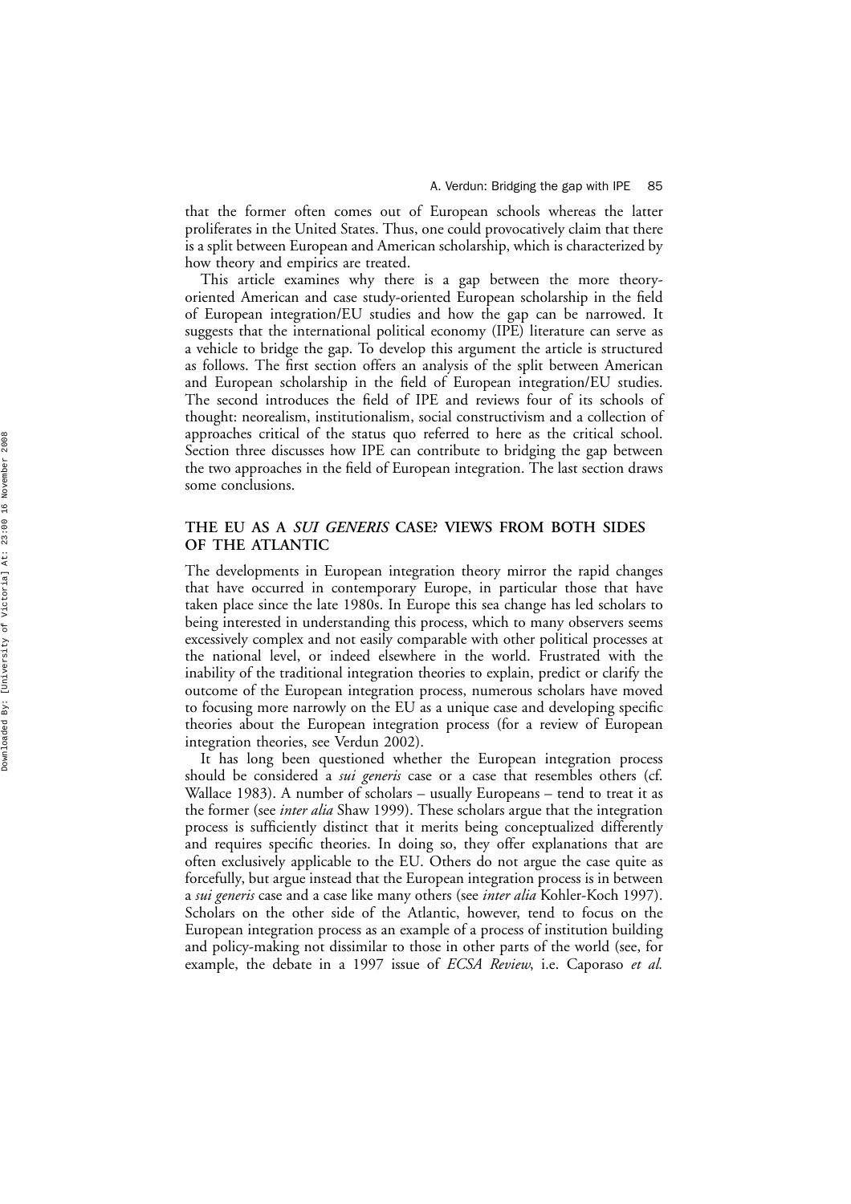that the former often comes out of European schools whereas the latter proliferates in the United States. Thus, one could provocatively claim that there is a split between European and American scholarship, which is characterized by how theory and empirics are treated.

This article examines why there is a gap between the more theory-oriented American and case study-oriented European scholarship in the field of European integration/EU studies and how the gap can be narrowed. It suggests that the international political economy (IPE) literature can serve as a vehicle to bridge the gap. To develop this argument the article is structured as follows. The first section offers an analysis of the split between American and European scholarship in the field of European integration/EU studies. The second introduces the field of IPE and reviews four of its schools of thought: neorealism, institutionalism, social constructivism and a collection of approaches critical of the status quo referred to here as the critical school. Section three discusses how IPE can contribute to bridging the gap between the two approaches in the field of European integration. The last section draws some conclusions.

## THE EU AS A *SUI GENERIS* CASE? VIEWS FROM BOTH SIDES OF THE ATLANTIC

The developments in European integration theory mirror the rapid changes that have occurred in contemporary Europe, in particular those that have taken place since the late 1980s. In Europe this sea change has led scholars to being interested in understanding this process, which to many observers seems excessively complex and not easily comparable with other political processes at the national level, or indeed elsewhere in the world. Frustrated with the inability of the traditional integration theories to explain, predict or clarify the outcome of the European integration process, numerous scholars have moved to focusing more narrowly on the EU as a unique case and developing specific theories about the European integration process (for a review of European integration theories, see Verdun 2002).

It has long been questioned whether the European integration process should be considered a *sui generis* case or a case that resembles others (cf. Wallace 1983). A number of scholars – usually Europeans – tend to treat it as the former (see *inter alia* Shaw 1999). These scholars argue that the integration process is sufficiently distinct that it merits being conceptualized differently and requires specific theories. In doing so, they offer explanations that are often exclusively applicable to the EU. Others do not argue the case quite as forcefully, but argue instead that the European integration process is in between a *sui generis* case and a case like many others (see *inter alia* Kohler-Koch 1997). Scholars on the other side of the Atlantic, however, tend to focus on the European integration process as an example of a process of institution building and policy-making not dissimilar to those in other parts of the world (see, for example, the debate in a 1997 issue of *ECSA Review*, i.e. Caporaso *et al.*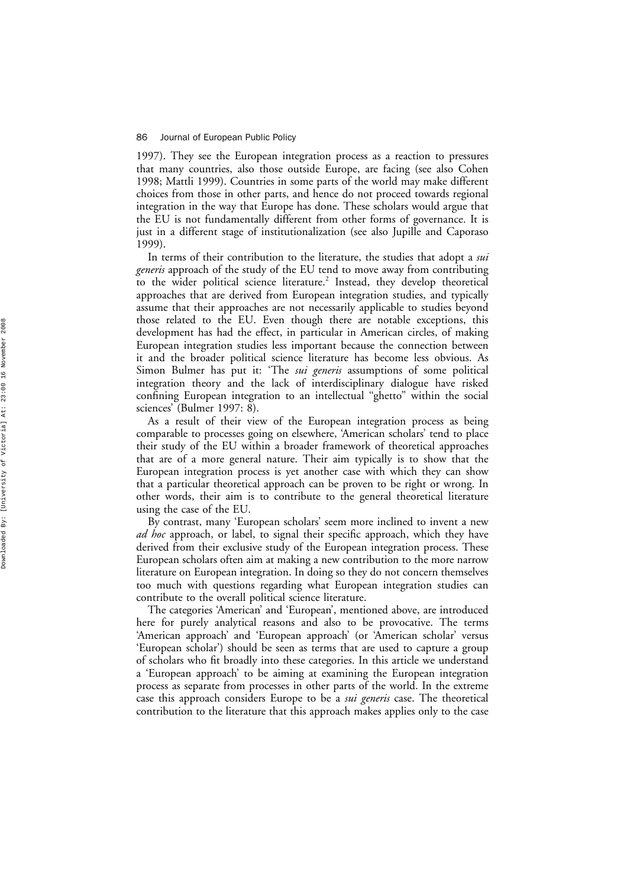1997). They see the European integration process as a reaction to pressures that many countries, also those outside Europe, are facing (see also Cohen 1998; Mattli 1999). Countries in some parts of the world may make different choices from those in other parts, and hence do not proceed towards regional integration in the way that Europe has done. These scholars would argue that the EU is not fundamentally different from other forms of governance. It is just in a different stage of institutionalization (see also Jupille and Caporaso 1999).

In terms of their contribution to the literature, the studies that adopt a *sui generis* approach of the study of the EU tend to move away from contributing to the wider political science literature.[2] Instead, they develop theoretical approaches that are derived from European integration studies, and typically assume that their approaches are not necessarily applicable to studies beyond those related to the EU. Even though there are notable exceptions, this development has had the effect, in particular in American circles, of making European integration studies less important because the connection between it and the broader political science literature has become less obvious. As Simon Bulmer has put it: 'The *sui generis* assumptions of some political integration theory and the lack of interdisciplinary dialogue have risked confining European integration to an intellectual "ghetto" within the social sciences' (Bulmer 1997: 8).

As a result of their view of the European integration process as being comparable to processes going on elsewhere, 'American scholars' tend to place their study of the EU within a broader framework of theoretical approaches that are of a more general nature. Their aim typically is to show that the European integration process is yet another case with which they can show that a particular theoretical approach can be proven to be right or wrong. In other words, their aim is to contribute to the general theoretical literature using the case of the EU.

By contrast, many 'European scholars' seem more inclined to invent a new *ad hoc* approach, or label, to signal their specific approach, which they have derived from their exclusive study of the European integration process. These European scholars often aim at making a new contribution to the more narrow literature on European integration. In doing so they do not concern themselves too much with questions regarding what European integration studies can contribute to the overall political science literature.

The categories 'American' and 'European', mentioned above, are introduced here for purely analytical reasons and also to be provocative. The terms 'American approach' and 'European approach' (or 'American scholar' versus 'European scholar') should be seen as terms that are used to capture a group of scholars who fit broadly into these categories. In this article we understand a 'European approach' to be aiming at examining the European integration process as separate from processes in other parts of the world. In the extreme case this approach considers Europe to be a *sui generis* case. The theoretical contribution to the literature that this approach makes applies only to the case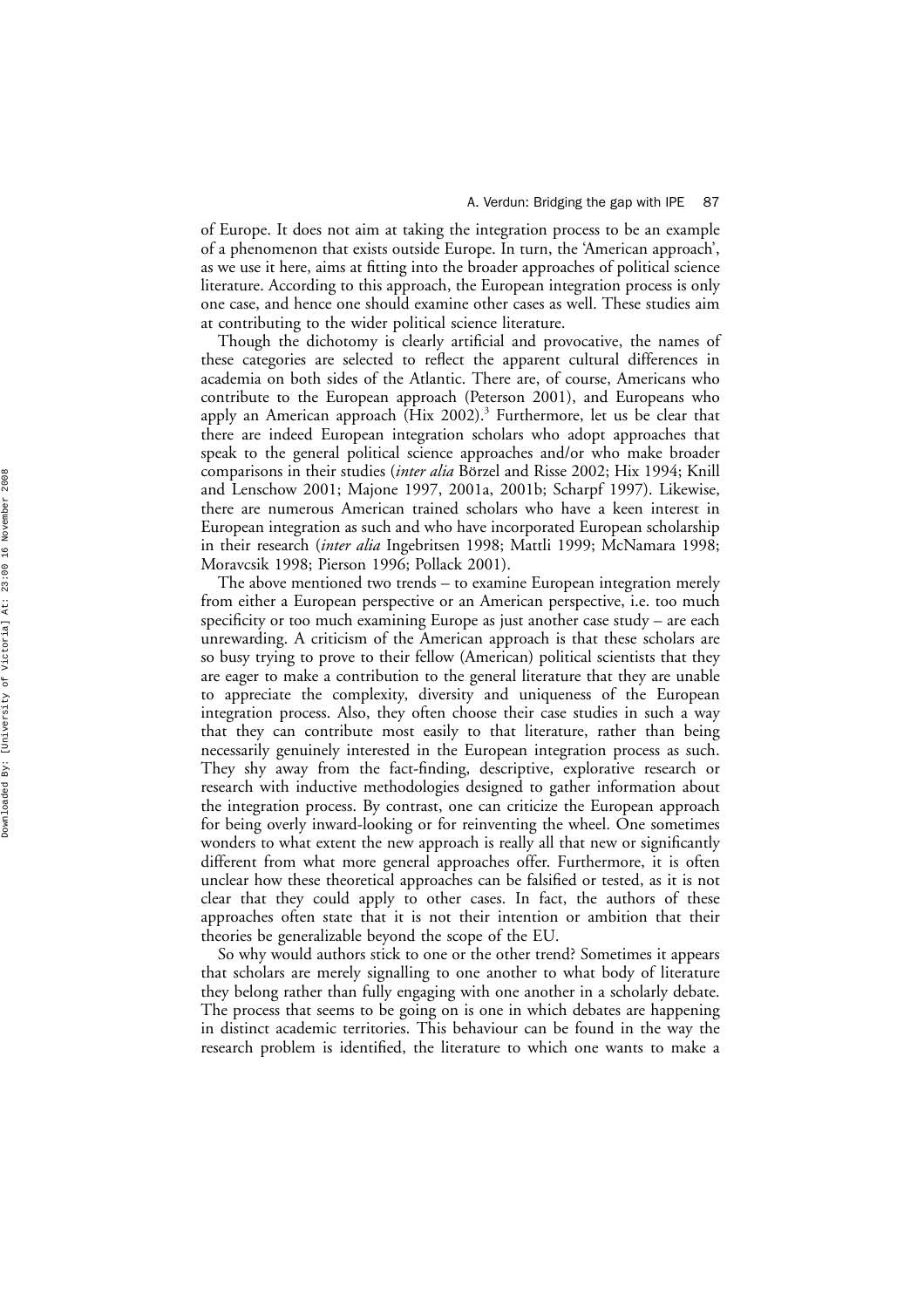of Europe. It does not aim at taking the integration process to be an example of a phenomenon that exists outside Europe. In turn, the 'American approach', as we use it here, aims at fitting into the broader approaches of political science literature. According to this approach, the European integration process is only one case, and hence one should examine other cases as well. These studies aim at contributing to the wider political science literature.

Though the dichotomy is clearly artificial and provocative, the names of these categories are selected to reflect the apparent cultural differences in academia on both sides of the Atlantic. There are, of course, Americans who contribute to the European approach (Peterson 2001), and Europeans who apply an American approach (Hix 2002).[3] Furthermore, let us be clear that there are indeed European integration scholars who adopt approaches that speak to the general political science approaches and/or who make broader comparisons in their studies (*inter alia* Börzel and Risse 2002; Hix 1994; Knill and Lenschow 2001; Majone 1997, 2001a, 2001b; Scharpf 1997). Likewise, there are numerous American trained scholars who have a keen interest in European integration as such and who have incorporated European scholarship in their research (*inter alia* Ingebritsen 1998; Mattli 1999; McNamara 1998; Moravcsik 1998; Pierson 1996; Pollack 2001).

The above mentioned two trends – to examine European integration merely from either a European perspective or an American perspective, i.e. too much specificity or too much examining Europe as just another case study – are each unrewarding. A criticism of the American approach is that these scholars are so busy trying to prove to their fellow (American) political scientists that they are eager to make a contribution to the general literature that they are unable to appreciate the complexity, diversity and uniqueness of the European integration process. Also, they often choose their case studies in such a way that they can contribute most easily to that literature, rather than being necessarily genuinely interested in the European integration process as such. They shy away from the fact-finding, descriptive, explorative research or research with inductive methodologies designed to gather information about the integration process. By contrast, one can criticize the European approach for being overly inward-looking or for reinventing the wheel. One sometimes wonders to what extent the new approach is really all that new or significantly different from what more general approaches offer. Furthermore, it is often unclear how these theoretical approaches can be falsified or tested, as it is not clear that they could apply to other cases. In fact, the authors of these approaches often state that it is not their intention or ambition that their theories be generalizable beyond the scope of the EU.

So why would authors stick to one or the other trend? Sometimes it appears that scholars are merely signalling to one another to what body of literature they belong rather than fully engaging with one another in a scholarly debate. The process that seems to be going on is one in which debates are happening in distinct academic territories. This behaviour can be found in the way the research problem is identified, the literature to which one wants to make a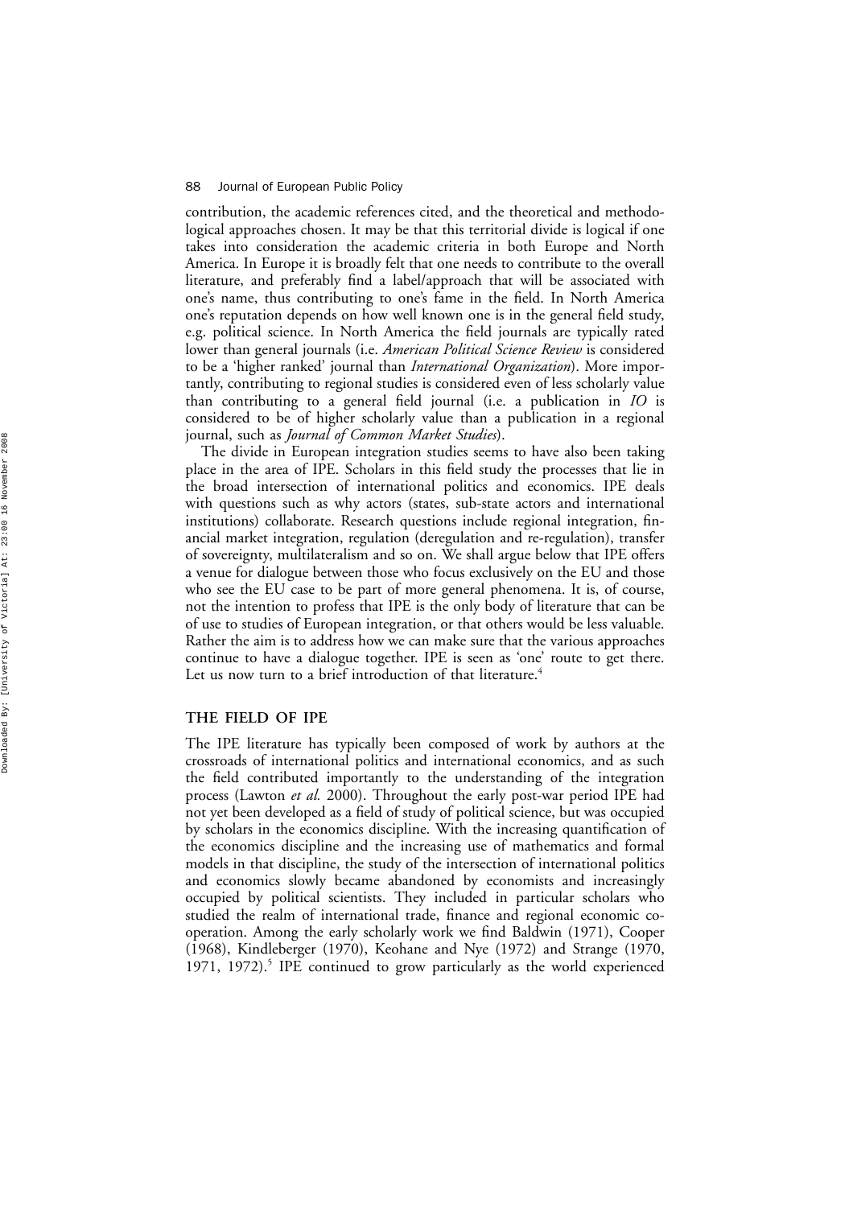contribution, the academic references cited, and the theoretical and methodological approaches chosen. It may be that this territorial divide is logical if one takes into consideration the academic criteria in both Europe and North America. In Europe it is broadly felt that one needs to contribute to the overall literature, and preferably find a label/approach that will be associated with one's name, thus contributing to one's fame in the field. In North America one's reputation depends on how well known one is in the general field study, e.g. political science. In North America the field journals are typically rated lower than general journals (i.e. *American Political Science Review* is considered to be a 'higher ranked' journal than *International Organization*). More importantly, contributing to regional studies is considered even of less scholarly value than contributing to a general field journal (i.e. a publication in *IO* is considered to be of higher scholarly value than a publication in a regional journal, such as *Journal of Common Market Studies*).

The divide in European integration studies seems to have also been taking place in the area of IPE. Scholars in this field study the processes that lie in the broad intersection of international politics and economics. IPE deals with questions such as why actors (states, sub-state actors and international institutions) collaborate. Research questions include regional integration, financial market integration, regulation (deregulation and re-regulation), transfer of sovereignty, multilateralism and so on. We shall argue below that IPE offers a venue for dialogue between those who focus exclusively on the EU and those who see the EU case to be part of more general phenomena. It is, of course, not the intention to profess that IPE is the only body of literature that can be of use to studies of European integration, or that others would be less valuable. Rather the aim is to address how we can make sure that the various approaches continue to have a dialogue together. IPE is seen as 'one' route to get there. Let us now turn to a brief introduction of that literature.[4]

## THE FIELD OF IPE

The IPE literature has typically been composed of work by authors at the crossroads of international politics and international economics, and as such the field contributed importantly to the understanding of the integration process (Lawton *et al.* 2000). Throughout the early post-war period IPE had not yet been developed as a field of study of political science, but was occupied by scholars in the economics discipline. With the increasing quantification of the economics discipline and the increasing use of mathematics and formal models in that discipline, the study of the intersection of international politics and economics slowly became abandoned by economists and increasingly occupied by political scientists. They included in particular scholars who studied the realm of international trade, finance and regional economic cooperation. Among the early scholarly work we find Baldwin (1971), Cooper (1968), Kindleberger (1970), Keohane and Nye (1972) and Strange (1970, 1971, 1972).[5] IPE continued to grow particularly as the world experienced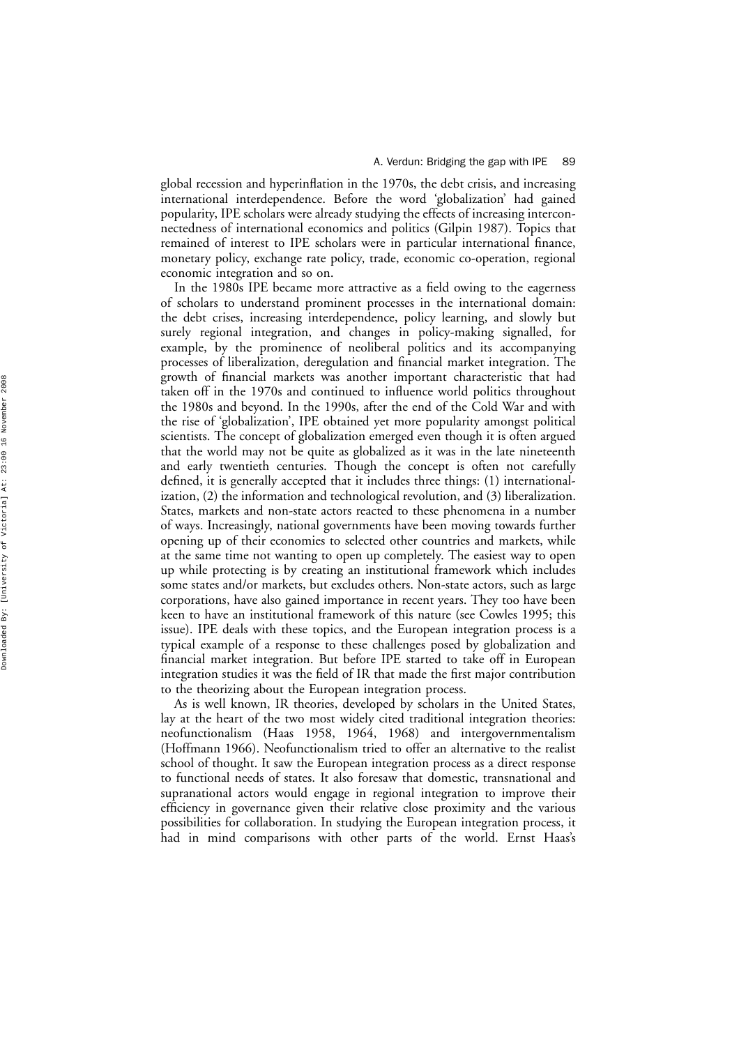global recession and hyperinflation in the 1970s, the debt crisis, and increasing international interdependence. Before the word 'globalization' had gained popularity, IPE scholars were already studying the effects of increasing interconnectedness of international economics and politics (Gilpin 1987). Topics that remained of interest to IPE scholars were in particular international finance, monetary policy, exchange rate policy, trade, economic co-operation, regional economic integration and so on.

In the 1980s IPE became more attractive as a field owing to the eagerness of scholars to understand prominent processes in the international domain: the debt crises, increasing interdependence, policy learning, and slowly but surely regional integration, and changes in policy-making signalled, for example, by the prominence of neoliberal politics and its accompanying processes of liberalization, deregulation and financial market integration. The growth of financial markets was another important characteristic that had taken off in the 1970s and continued to influence world politics throughout the 1980s and beyond. In the 1990s, after the end of the Cold War and with the rise of 'globalization', IPE obtained yet more popularity amongst political scientists. The concept of globalization emerged even though it is often argued that the world may not be quite as globalized as it was in the late nineteenth and early twentieth centuries. Though the concept is often not carefully defined, it is generally accepted that it includes three things: (1) internationalization, (2) the information and technological revolution, and (3) liberalization. States, markets and non-state actors reacted to these phenomena in a number of ways. Increasingly, national governments have been moving towards further opening up of their economies to selected other countries and markets, while at the same time not wanting to open up completely. The easiest way to open up while protecting is by creating an institutional framework which includes some states and/or markets, but excludes others. Non-state actors, such as large corporations, have also gained importance in recent years. They too have been keen to have an institutional framework of this nature (see Cowles 1995; this issue). IPE deals with these topics, and the European integration process is a typical example of a response to these challenges posed by globalization and financial market integration. But before IPE started to take off in European integration studies it was the field of IR that made the first major contribution to the theorizing about the European integration process.

As is well known, IR theories, developed by scholars in the United States, lay at the heart of the two most widely cited traditional integration theories: neofunctionalism (Haas 1958, 1964, 1968) and intergovernmentalism (Hoffmann 1966). Neofunctionalism tried to offer an alternative to the realist school of thought. It saw the European integration process as a direct response to functional needs of states. It also foresaw that domestic, transnational and supranational actors would engage in regional integration to improve their efficiency in governance given their relative close proximity and the various possibilities for collaboration. In studying the European integration process, it had in mind comparisons with other parts of the world. Ernst Haas's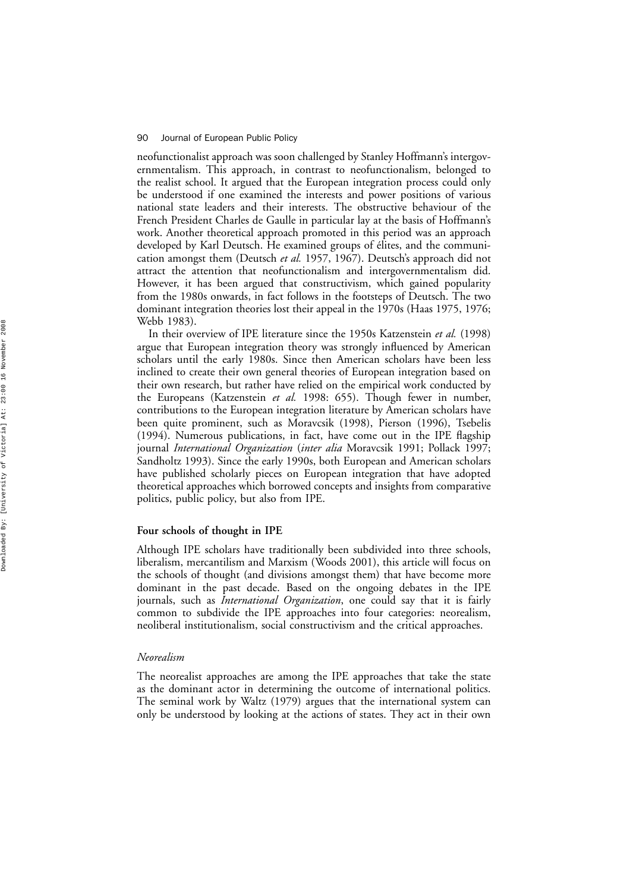neofunctionalist approach was soon challenged by Stanley Hoffmann's intergovernmentalism. This approach, in contrast to neofunctionalism, belonged to the realist school. It argued that the European integration process could only be understood if one examined the interests and power positions of various national state leaders and their interests. The obstructive behaviour of the French President Charles de Gaulle in particular lay at the basis of Hoffmann's work. Another theoretical approach promoted in this period was an approach developed by Karl Deutsch. He examined groups of élites, and the communication amongst them (Deutsch *et al.* 1957, 1967). Deutsch's approach did not attract the attention that neofunctionalism and intergovernmentalism did. However, it has been argued that constructivism, which gained popularity from the 1980s onwards, in fact follows in the footsteps of Deutsch. The two dominant integration theories lost their appeal in the 1970s (Haas 1975, 1976; Webb 1983).

In their overview of IPE literature since the 1950s Katzenstein *et al.* (1998) argue that European integration theory was strongly influenced by American scholars until the early 1980s. Since then American scholars have been less inclined to create their own general theories of European integration based on their own research, but rather have relied on the empirical work conducted by the Europeans (Katzenstein *et al.* 1998: 655). Though fewer in number, contributions to the European integration literature by American scholars have been quite prominent, such as Moravcsik (1998), Pierson (1996), Tsebelis (1994). Numerous publications, in fact, have come out in the IPE flagship journal *International Organization* (*inter alia* Moravcsik 1991; Pollack 1997; Sandholtz 1993). Since the early 1990s, both European and American scholars have published scholarly pieces on European integration that have adopted theoretical approaches which borrowed concepts and insights from comparative politics, public policy, but also from IPE.

## Four schools of thought in IPE

Although IPE scholars have traditionally been subdivided into three schools, liberalism, mercantilism and Marxism (Woods 2001), this article will focus on the schools of thought (and divisions amongst them) that have become more dominant in the past decade. Based on the ongoing debates in the IPE journals, such as *International Organization*, one could say that it is fairly common to subdivide the IPE approaches into four categories: neorealism, neoliberal institutionalism, social constructivism and the critical approaches.

### *Neorealism*

The neorealist approaches are among the IPE approaches that take the state as the dominant actor in determining the outcome of international politics. The seminal work by Waltz (1979) argues that the international system can only be understood by looking at the actions of states. They act in their own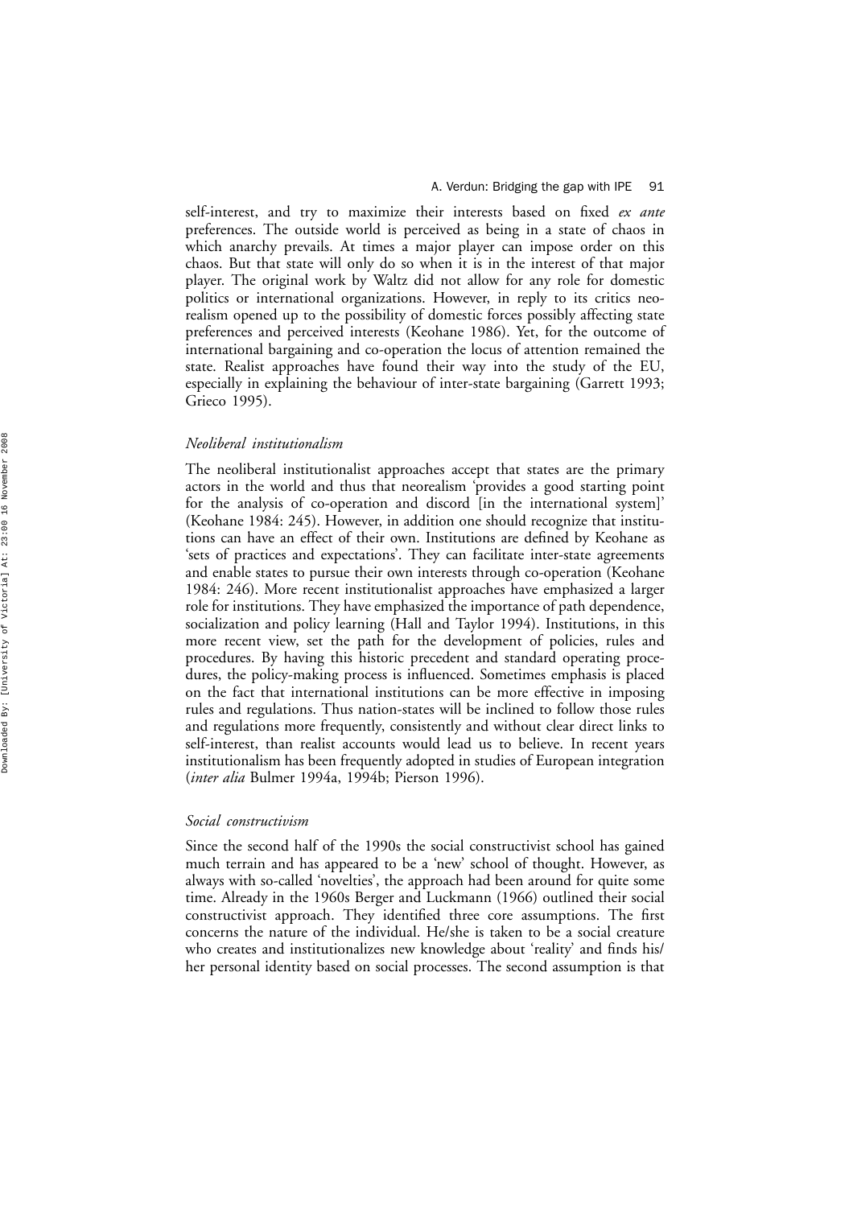self-interest, and try to maximize their interests based on fixed *ex ante* preferences. The outside world is perceived as being in a state of chaos in which anarchy prevails. At times a major player can impose order on this chaos. But that state will only do so when it is in the interest of that major player. The original work by Waltz did not allow for any role for domestic politics or international organizations. However, in reply to its critics neorealism opened up to the possibility of domestic forces possibly affecting state preferences and perceived interests (Keohane 1986). Yet, for the outcome of international bargaining and co-operation the locus of attention remained the state. Realist approaches have found their way into the study of the EU, especially in explaining the behaviour of inter-state bargaining (Garrett 1993; Grieco 1995).

### *Neoliberal institutionalism*

The neoliberal institutionalist approaches accept that states are the primary actors in the world and thus that neorealism 'provides a good starting point for the analysis of co-operation and discord [in the international system]' (Keohane 1984: 245). However, in addition one should recognize that institutions can have an effect of their own. Institutions are defined by Keohane as 'sets of practices and expectations'. They can facilitate inter-state agreements and enable states to pursue their own interests through co-operation (Keohane 1984: 246). More recent institutionalist approaches have emphasized a larger role for institutions. They have emphasized the importance of path dependence, socialization and policy learning (Hall and Taylor 1994). Institutions, in this more recent view, set the path for the development of policies, rules and procedures. By having this historic precedent and standard operating procedures, the policy-making process is influenced. Sometimes emphasis is placed on the fact that international institutions can be more effective in imposing rules and regulations. Thus nation-states will be inclined to follow those rules and regulations more frequently, consistently and without clear direct links to self-interest, than realist accounts would lead us to believe. In recent years institutionalism has been frequently adopted in studies of European integration (*inter alia* Bulmer 1994a, 1994b; Pierson 1996).

### *Social constructivism*

Since the second half of the 1990s the social constructivist school has gained much terrain and has appeared to be a 'new' school of thought. However, as always with so-called 'novelties', the approach had been around for quite some time. Already in the 1960s Berger and Luckmann (1966) outlined their social constructivist approach. They identified three core assumptions. The first concerns the nature of the individual. He/she is taken to be a social creature who creates and institutionalizes new knowledge about 'reality' and finds his/her personal identity based on social processes. The second assumption is that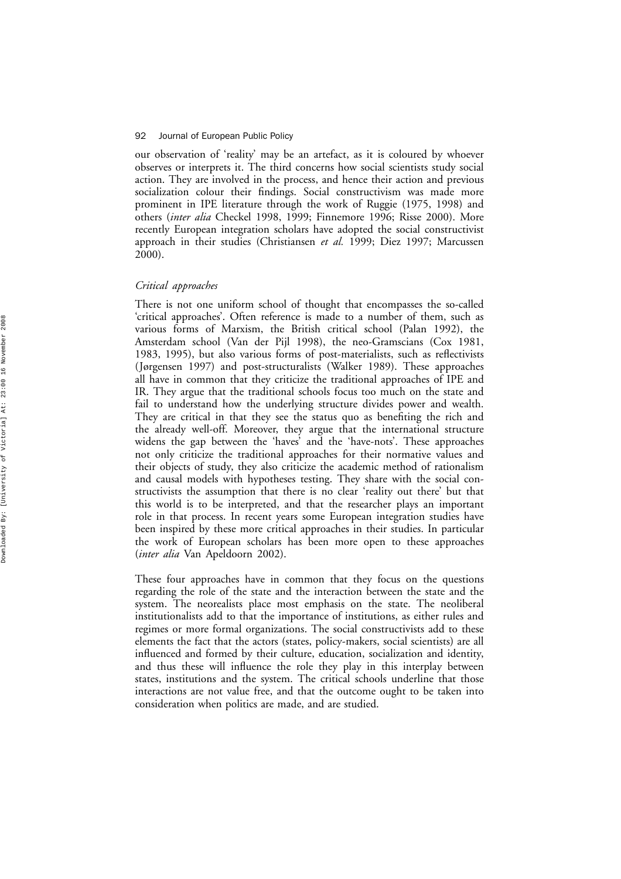our observation of 'reality' may be an artefact, as it is coloured by whoever observes or interprets it. The third concerns how social scientists study social action. They are involved in the process, and hence their action and previous socialization colour their findings. Social constructivism was made more prominent in IPE literature through the work of Ruggie (1975, 1998) and others (*inter alia* Checkel 1998, 1999; Finnemore 1996; Risse 2000). More recently European integration scholars have adopted the social constructivist approach in their studies (Christiansen *et al.* 1999; Diez 1997; Marcussen 2000).

### *Critical approaches*

There is not one uniform school of thought that encompasses the so-called 'critical approaches'. Often reference is made to a number of them, such as various forms of Marxism, the British critical school (Palan 1992), the Amsterdam school (Van der Pijl 1998), the neo-Gramscians (Cox 1981, 1983, 1995), but also various forms of post-materialists, such as reflectivists (Jørgensen 1997) and post-structuralists (Walker 1989). These approaches all have in common that they criticize the traditional approaches of IPE and IR. They argue that the traditional schools focus too much on the state and fail to understand how the underlying structure divides power and wealth. They are critical in that they see the status quo as benefiting the rich and the already well-off. Moreover, they argue that the international structure widens the gap between the 'haves' and the 'have-nots'. These approaches not only criticize the traditional approaches for their normative values and their objects of study, they also criticize the academic method of rationalism and causal models with hypotheses testing. They share with the social constructivists the assumption that there is no clear 'reality out there' but that this world is to be interpreted, and that the researcher plays an important role in that process. In recent years some European integration studies have been inspired by these more critical approaches in their studies. In particular the work of European scholars has been more open to these approaches (*inter alia* Van Apeldoorn 2002).

These four approaches have in common that they focus on the questions regarding the role of the state and the interaction between the state and the system. The neorealists place most emphasis on the state. The neoliberal institutionalists add to that the importance of institutions, as either rules and regimes or more formal organizations. The social constructivists add to these elements the fact that the actors (states, policy-makers, social scientists) are all influenced and formed by their culture, education, socialization and identity, and thus these will influence the role they play in this interplay between states, institutions and the system. The critical schools underline that those interactions are not value free, and that the outcome ought to be taken into consideration when politics are made, and are studied.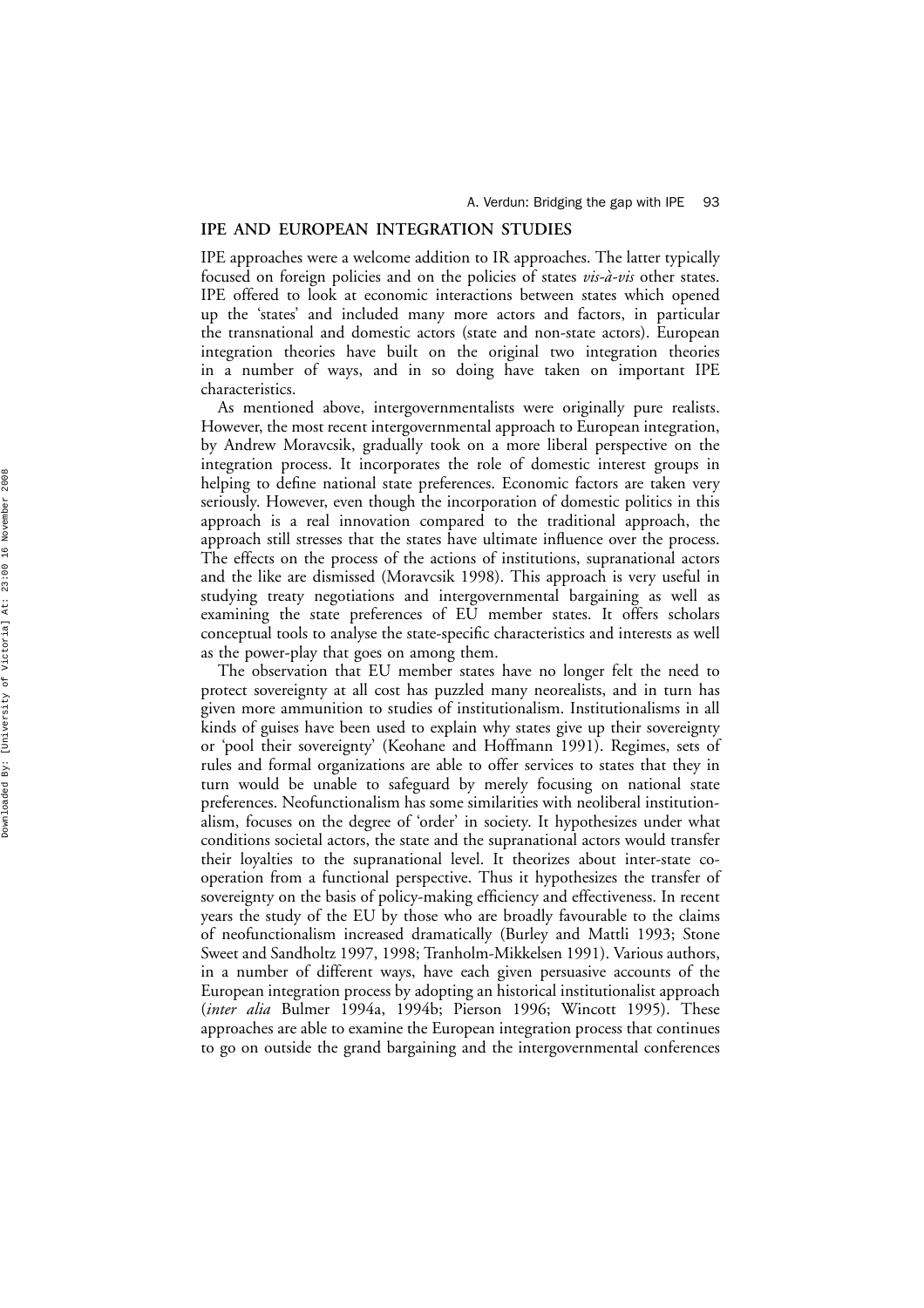## IPE AND EUROPEAN INTEGRATION STUDIES

IPE approaches were a welcome addition to IR approaches. The latter typically focused on foreign policies and on the policies of states *vis-à-vis* other states. IPE offered to look at economic interactions between states which opened up the 'states' and included many more actors and factors, in particular the transnational and domestic actors (state and non-state actors). European integration theories have built on the original two integration theories in a number of ways, and in so doing have taken on important IPE characteristics.

As mentioned above, intergovernmentalists were originally pure realists. However, the most recent intergovernmental approach to European integration, by Andrew Moravcsik, gradually took on a more liberal perspective on the integration process. It incorporates the role of domestic interest groups in helping to define national state preferences. Economic factors are taken very seriously. However, even though the incorporation of domestic politics in this approach is a real innovation compared to the traditional approach, the approach still stresses that the states have ultimate influence over the process. The effects on the process of the actions of institutions, supranational actors and the like are dismissed (Moravcsik 1998). This approach is very useful in studying treaty negotiations and intergovernmental bargaining as well as examining the state preferences of EU member states. It offers scholars conceptual tools to analyse the state-specific characteristics and interests as well as the power-play that goes on among them.

The observation that EU member states have no longer felt the need to protect sovereignty at all cost has puzzled many neorealists, and in turn has given more ammunition to studies of institutionalism. Institutionalisms in all kinds of guises have been used to explain why states give up their sovereignty or 'pool their sovereignty' (Keohane and Hoffmann 1991). Regimes, sets of rules and formal organizations are able to offer services to states that they in turn would be unable to safeguard by merely focusing on national state preferences. Neofunctionalism has some similarities with neoliberal institutionalism, focuses on the degree of 'order' in society. It hypothesizes under what conditions societal actors, the state and the supranational actors would transfer their loyalties to the supranational level. It theorizes about inter-state co-operation from a functional perspective. Thus it hypothesizes the transfer of sovereignty on the basis of policy-making efficiency and effectiveness. In recent years the study of the EU by those who are broadly favourable to the claims of neofunctionalism increased dramatically (Burley and Mattli 1993; Stone Sweet and Sandholtz 1997, 1998; Tranholm-Mikkelsen 1991). Various authors, in a number of different ways, have each given persuasive accounts of the European integration process by adopting an historical institutionalist approach (*inter alia* Bulmer 1994a, 1994b; Pierson 1996; Wincott 1995). These approaches are able to examine the European integration process that continues to go on outside the grand bargaining and the intergovernmental conferences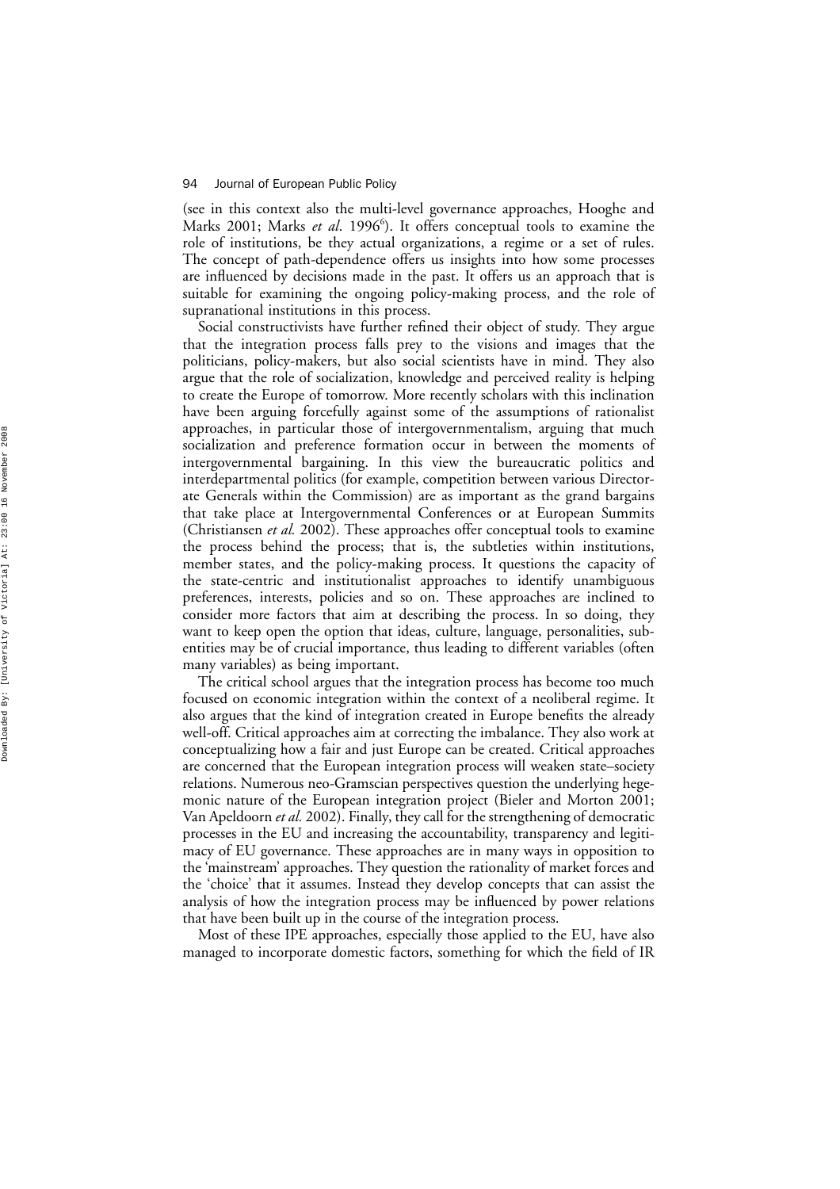(see in this context also the multi-level governance approaches, Hooghe and Marks 2001; Marks *et al*. 1996[6]). It offers conceptual tools to examine the role of institutions, be they actual organizations, a regime or a set of rules. The concept of path-dependence offers us insights into how some processes are influenced by decisions made in the past. It offers us an approach that is suitable for examining the ongoing policy-making process, and the role of supranational institutions in this process.

Social constructivists have further refined their object of study. They argue that the integration process falls prey to the visions and images that the politicians, policy-makers, but also social scientists have in mind. They also argue that the role of socialization, knowledge and perceived reality is helping to create the Europe of tomorrow. More recently scholars with this inclination have been arguing forcefully against some of the assumptions of rationalist approaches, in particular those of intergovernmentalism, arguing that much socialization and preference formation occur in between the moments of intergovernmental bargaining. In this view the bureaucratic politics and interdepartmental politics (for example, competition between various Directorate Generals within the Commission) are as important as the grand bargains that take place at Intergovernmental Conferences or at European Summits (Christiansen *et al.* 2002). These approaches offer conceptual tools to examine the process behind the process; that is, the subtleties within institutions, member states, and the policy-making process. It questions the capacity of the state-centric and institutionalist approaches to identify unambiguous preferences, interests, policies and so on. These approaches are inclined to consider more factors that aim at describing the process. In so doing, they want to keep open the option that ideas, culture, language, personalities, sub-entities may be of crucial importance, thus leading to different variables (often many variables) as being important.

The critical school argues that the integration process has become too much focused on economic integration within the context of a neoliberal regime. It also argues that the kind of integration created in Europe benefits the already well-off. Critical approaches aim at correcting the imbalance. They also work at conceptualizing how a fair and just Europe can be created. Critical approaches are concerned that the European integration process will weaken state–society relations. Numerous neo-Gramscian perspectives question the underlying hegemonic nature of the European integration project (Bieler and Morton 2001; Van Apeldoorn *et al.* 2002). Finally, they call for the strengthening of democratic processes in the EU and increasing the accountability, transparency and legitimacy of EU governance. These approaches are in many ways in opposition to the 'mainstream' approaches. They question the rationality of market forces and the 'choice' that it assumes. Instead they develop concepts that can assist the analysis of how the integration process may be influenced by power relations that have been built up in the course of the integration process.

Most of these IPE approaches, especially those applied to the EU, have also managed to incorporate domestic factors, something for which the field of IR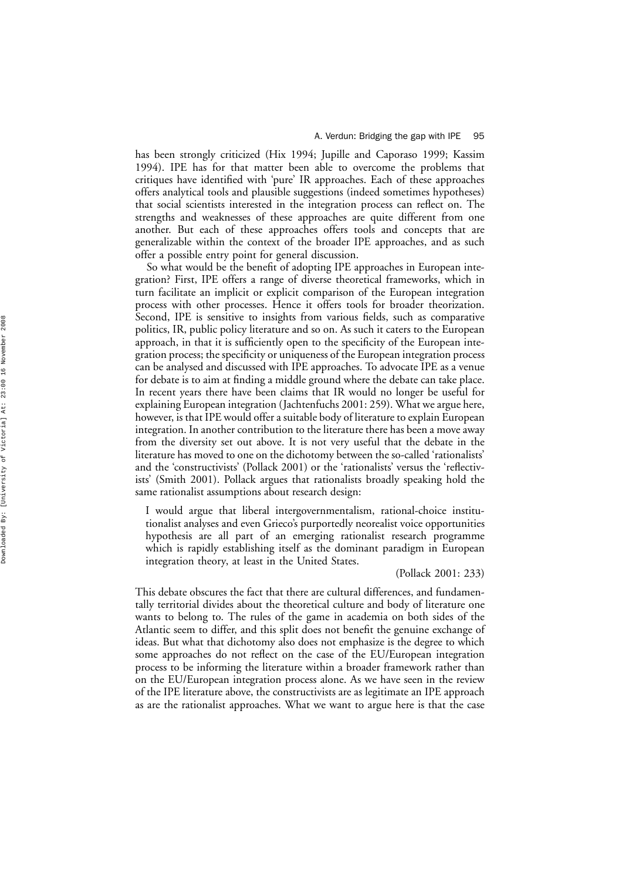has been strongly criticized (Hix 1994; Jupille and Caporaso 1999; Kassim 1994). IPE has for that matter been able to overcome the problems that critiques have identified with 'pure' IR approaches. Each of these approaches offers analytical tools and plausible suggestions (indeed sometimes hypotheses) that social scientists interested in the integration process can reflect on. The strengths and weaknesses of these approaches are quite different from one another. But each of these approaches offers tools and concepts that are generalizable within the context of the broader IPE approaches, and as such offer a possible entry point for general discussion.

So what would be the benefit of adopting IPE approaches in European integration? First, IPE offers a range of diverse theoretical frameworks, which in turn facilitate an implicit or explicit comparison of the European integration process with other processes. Hence it offers tools for broader theorization. Second, IPE is sensitive to insights from various fields, such as comparative politics, IR, public policy literature and so on. As such it caters to the European approach, in that it is sufficiently open to the specificity of the European integration process; the specificity or uniqueness of the European integration process can be analysed and discussed with IPE approaches. To advocate IPE as a venue for debate is to aim at finding a middle ground where the debate can take place. In recent years there have been claims that IR would no longer be useful for explaining European integration (Jachtenfuchs 2001: 259). What we argue here, however, is that IPE would offer a suitable body of literature to explain European integration. In another contribution to the literature there has been a move away from the diversity set out above. It is not very useful that the debate in the literature has moved to one on the dichotomy between the so-called 'rationalists' and the 'constructivists' (Pollack 2001) or the 'rationalists' versus the 'reflectivists' (Smith 2001). Pollack argues that rationalists broadly speaking hold the same rationalist assumptions about research design:

> I would argue that liberal intergovernmentalism, rational-choice institutionalist analyses and even Grieco's purportedly neorealist voice opportunities hypothesis are all part of an emerging rationalist research programme which is rapidly establishing itself as the dominant paradigm in European integration theory, at least in the United States.
>
> (Pollack 2001: 233)

This debate obscures the fact that there are cultural differences, and fundamentally territorial divides about the theoretical culture and body of literature one wants to belong to. The rules of the game in academia on both sides of the Atlantic seem to differ, and this split does not benefit the genuine exchange of ideas. But what that dichotomy also does not emphasize is the degree to which some approaches do not reflect on the case of the EU/European integration process to be informing the literature within a broader framework rather than on the EU/European integration process alone. As we have seen in the review of the IPE literature above, the constructivists are as legitimate an IPE approach as are the rationalist approaches. What we want to argue here is that the case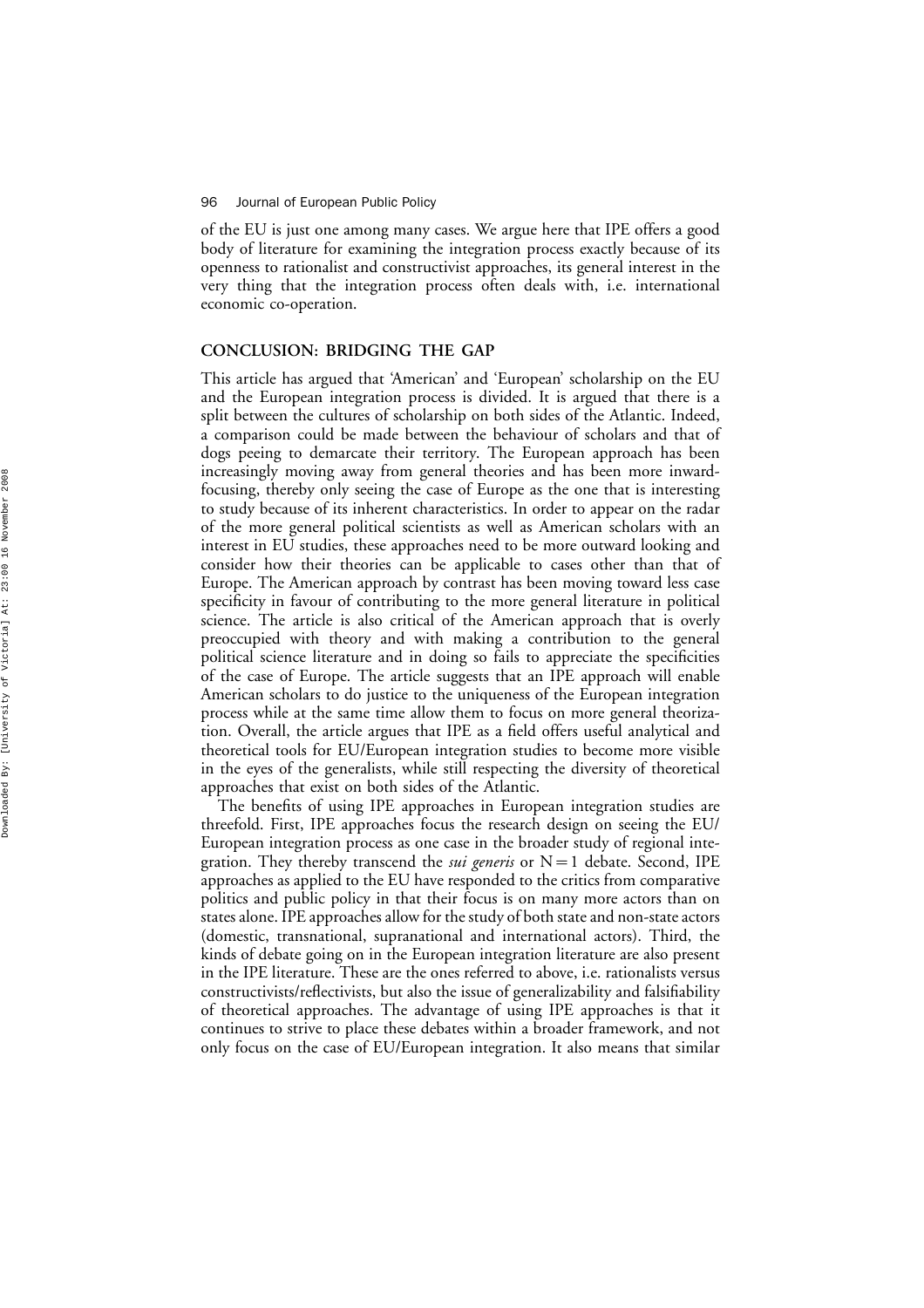of the EU is just one among many cases. We argue here that IPE offers a good body of literature for examining the integration process exactly because of its openness to rationalist and constructivist approaches, its general interest in the very thing that the integration process often deals with, i.e. international economic co-operation.

## CONCLUSION: BRIDGING THE GAP

This article has argued that 'American' and 'European' scholarship on the EU and the European integration process is divided. It is argued that there is a split between the cultures of scholarship on both sides of the Atlantic. Indeed, a comparison could be made between the behaviour of scholars and that of dogs peeing to demarcate their territory. The European approach has been increasingly moving away from general theories and has been more inward-focusing, thereby only seeing the case of Europe as the one that is interesting to study because of its inherent characteristics. In order to appear on the radar of the more general political scientists as well as American scholars with an interest in EU studies, these approaches need to be more outward looking and consider how their theories can be applicable to cases other than that of Europe. The American approach by contrast has been moving toward less case specificity in favour of contributing to the more general literature in political science. The article is also critical of the American approach that is overly preoccupied with theory and with making a contribution to the general political science literature and in doing so fails to appreciate the specificities of the case of Europe. The article suggests that an IPE approach will enable American scholars to do justice to the uniqueness of the European integration process while at the same time allow them to focus on more general theorization. Overall, the article argues that IPE as a field offers useful analytical and theoretical tools for EU/European integration studies to become more visible in the eyes of the generalists, while still respecting the diversity of theoretical approaches that exist on both sides of the Atlantic.

The benefits of using IPE approaches in European integration studies are threefold. First, IPE approaches focus the research design on seeing the EU/European integration process as one case in the broader study of regional integration. They thereby transcend the *sui generis* or N = 1 debate. Second, IPE approaches as applied to the EU have responded to the critics from comparative politics and public policy in that their focus is on many more actors than on states alone. IPE approaches allow for the study of both state and non-state actors (domestic, transnational, supranational and international actors). Third, the kinds of debate going on in the European integration literature are also present in the IPE literature. These are the ones referred to above, i.e. rationalists versus constructivists/reflectivists, but also the issue of generalizability and falsifiability of theoretical approaches. The advantage of using IPE approaches is that it continues to strive to place these debates within a broader framework, and not only focus on the case of EU/European integration. It also means that similar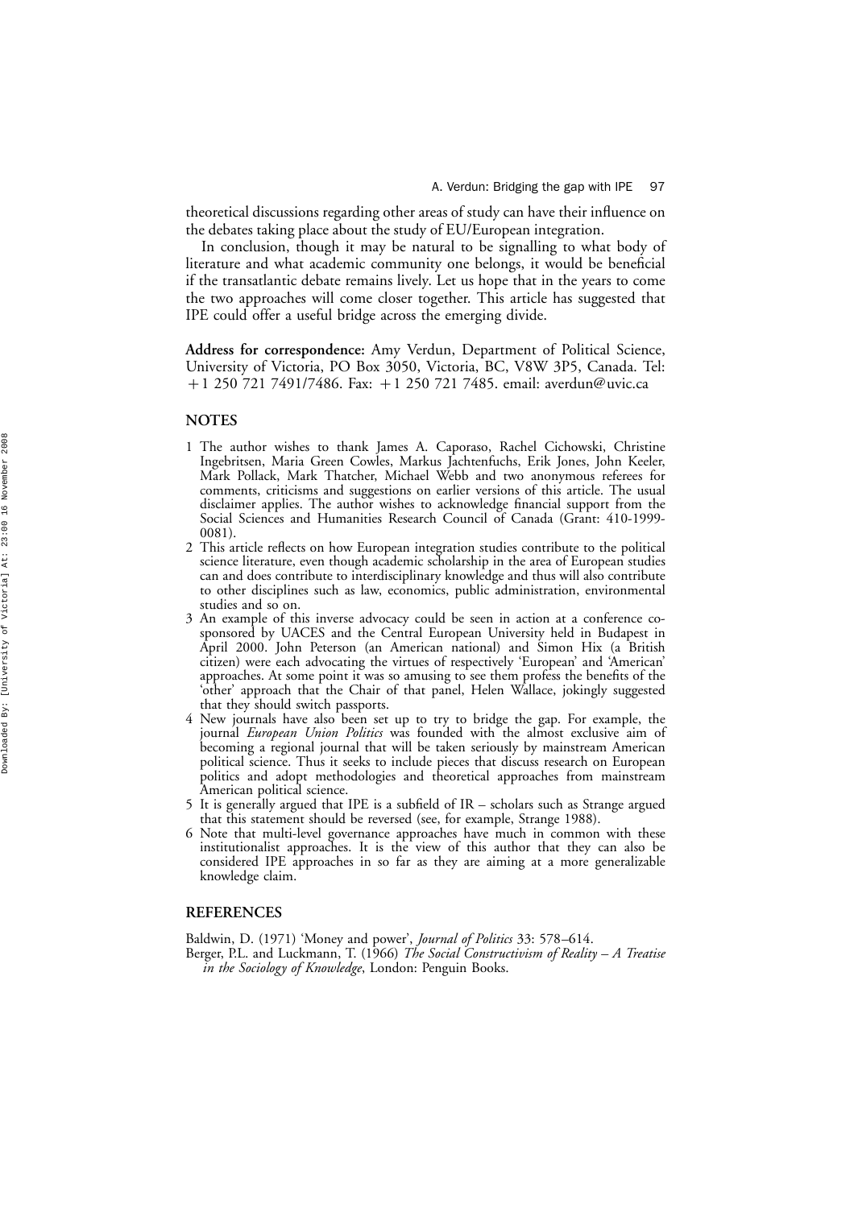theoretical discussions regarding other areas of study can have their influence on the debates taking place about the study of EU/European integration.

In conclusion, though it may be natural to be signalling to what body of literature and what academic community one belongs, it would be beneficial if the transatlantic debate remains lively. Let us hope that in the years to come the two approaches will come closer together. This article has suggested that IPE could offer a useful bridge across the emerging divide.

**Address for correspondence:** Amy Verdun, Department of Political Science, University of Victoria, PO Box 3050, Victoria, BC, V8W 3P5, Canada. Tel: +1 250 721 7491/7486. Fax: +1 250 721 7485. email: averdun@uvic.ca

## NOTES

1 The author wishes to thank James A. Caporaso, Rachel Cichowski, Christine Ingebritsen, Maria Green Cowles, Markus Jachtenfuchs, Erik Jones, John Keeler, Mark Pollack, Mark Thatcher, Michael Webb and two anonymous referees for comments, criticisms and suggestions on earlier versions of this article. The usual disclaimer applies. The author wishes to acknowledge financial support from the Social Sciences and Humanities Research Council of Canada (Grant: 410-1999-0081).

2 This article reflects on how European integration studies contribute to the political science literature, even though academic scholarship in the area of European studies can and does contribute to interdisciplinary knowledge and thus will also contribute to other disciplines such as law, economics, public administration, environmental studies and so on.

3 An example of this inverse advocacy could be seen in action at a conference co-sponsored by UACES and the Central European University held in Budapest in April 2000. John Peterson (an American national) and Simon Hix (a British citizen) were each advocating the virtues of respectively 'European' and 'American' approaches. At some point it was so amusing to see them profess the benefits of the 'other' approach that the Chair of that panel, Helen Wallace, jokingly suggested that they should switch passports.

4 New journals have also been set up to try to bridge the gap. For example, the journal *European Union Politics* was founded with the almost exclusive aim of becoming a regional journal that will be taken seriously by mainstream American political science. Thus it seeks to include pieces that discuss research on European politics and adopt methodologies and theoretical approaches from mainstream American political science.

5 It is generally argued that IPE is a subfield of IR – scholars such as Strange argued that this statement should be reversed (see, for example, Strange 1988).

6 Note that multi-level governance approaches have much in common with these institutionalist approaches. It is the view of this author that they can also be considered IPE approaches in so far as they are aiming at a more generalizable knowledge claim.

## REFERENCES

Baldwin, D. (1971) 'Money and power', *Journal of Politics* 33: 578–614.

Berger, P.L. and Luckmann, T. (1966) *The Social Constructivism of Reality – A Treatise in the Sociology of Knowledge*, London: Penguin Books.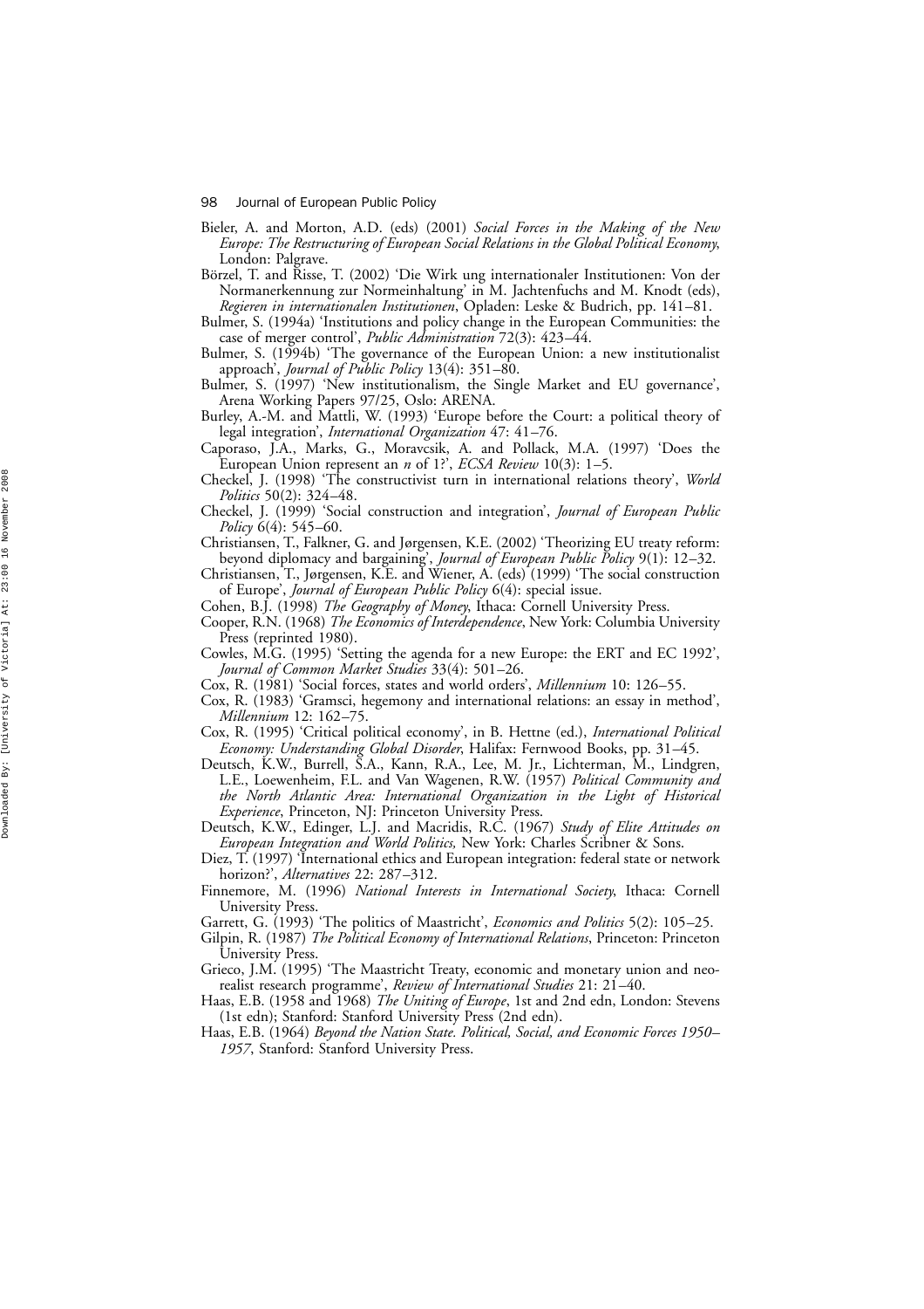Bieler, A. and Morton, A.D. (eds) (2001) *Social Forces in the Making of the New Europe: The Restructuring of European Social Relations in the Global Political Economy*, London: Palgrave.

Börzel, T. and Risse, T. (2002) 'Die Wirk ung internationaler Institutionen: Von der Normanerkennung zur Normeinhaltung' in M. Jachtenfuchs and M. Knodt (eds), *Regieren in internationalen Institutionen*, Opladen: Leske & Budrich, pp. 141–81.

Bulmer, S. (1994a) 'Institutions and policy change in the European Communities: the case of merger control', *Public Administration* 72(3): 423–44.

Bulmer, S. (1994b) 'The governance of the European Union: a new institutionalist approach', *Journal of Public Policy* 13(4): 351–80.

Bulmer, S. (1997) 'New institutionalism, the Single Market and EU governance', Arena Working Papers 97/25, Oslo: ARENA.

Burley, A.-M. and Mattli, W. (1993) 'Europe before the Court: a political theory of legal integration', *International Organization* 47: 41–76.

Caporaso, J.A., Marks, G., Moravcsik, A. and Pollack, M.A. (1997) 'Does the European Union represent an *n* of 1?', *ECSA Review* 10(3): 1–5.

Checkel, J. (1998) 'The constructivist turn in international relations theory', *World Politics* 50(2): 324–48.

Checkel, J. (1999) 'Social construction and integration', *Journal of European Public Policy* 6(4): 545–60.

Christiansen, T., Falkner, G. and Jørgensen, K.E. (2002) 'Theorizing EU treaty reform: beyond diplomacy and bargaining', *Journal of European Public Policy* 9(1): 12–32.

Christiansen, T., Jørgensen, K.E. and Wiener, A. (eds) (1999) 'The social construction of Europe', *Journal of European Public Policy* 6(4): special issue.

Cohen, B.J. (1998) *The Geography of Money*, Ithaca: Cornell University Press.

Cooper, R.N. (1968) *The Economics of Interdependence*, New York: Columbia University Press (reprinted 1980).

Cowles, M.G. (1995) 'Setting the agenda for a new Europe: the ERT and EC 1992', *Journal of Common Market Studies* 33(4): 501–26.

Cox, R. (1981) 'Social forces, states and world orders', *Millennium* 10: 126–55.

Cox, R. (1983) 'Gramsci, hegemony and international relations: an essay in method', *Millennium* 12: 162–75.

Cox, R. (1995) 'Critical political economy', in B. Hettne (ed.), *International Political Economy: Understanding Global Disorder*, Halifax: Fernwood Books, pp. 31–45.

Deutsch, K.W., Burrell, S.A., Kann, R.A., Lee, M. Jr., Lichterman, M., Lindgren, L.E., Loewenheim, F.L. and Van Wagenen, R.W. (1957) *Political Community and the North Atlantic Area: International Organization in the Light of Historical Experience*, Princeton, NJ: Princeton University Press.

Deutsch, K.W., Edinger, L.J. and Macridis, R.C. (1967) *Study of Elite Attitudes on European Integration and World Politics,* New York: Charles Scribner & Sons.

Diez, T. (1997) 'International ethics and European integration: federal state or network horizon?', *Alternatives* 22: 287–312.

Finnemore, M. (1996) *National Interests in International Society*, Ithaca: Cornell University Press.

Garrett, G. (1993) 'The politics of Maastricht', *Economics and Politics* 5(2): 105–25.

Gilpin, R. (1987) *The Political Economy of International Relations*, Princeton: Princeton University Press.

Grieco, J.M. (1995) 'The Maastricht Treaty, economic and monetary union and neo-realist research programme', *Review of International Studies* 21: 21–40.

Haas, E.B. (1958 and 1968) *The Uniting of Europe*, 1st and 2nd edn, London: Stevens (1st edn); Stanford: Stanford University Press (2nd edn).

Haas, E.B. (1964) *Beyond the Nation State. Political, Social, and Economic Forces 1950–1957*, Stanford: Stanford University Press.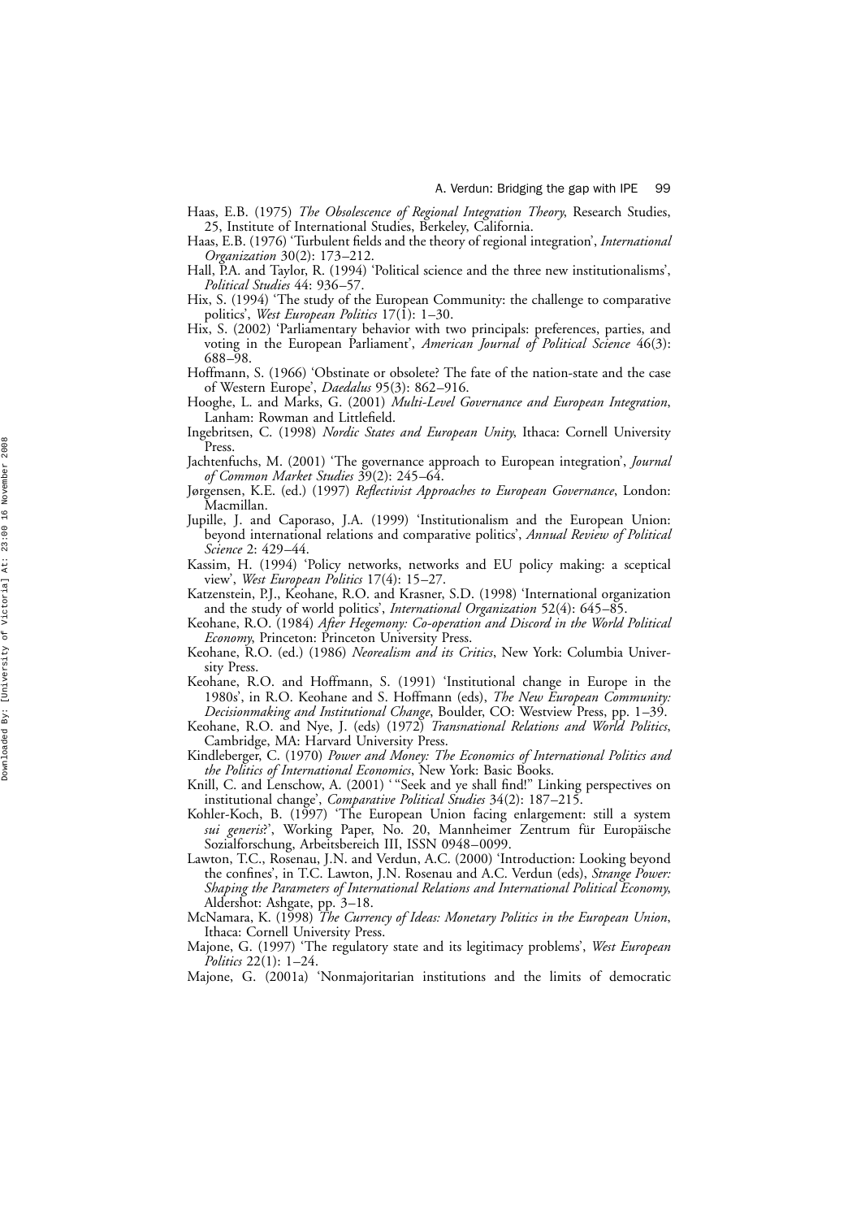Haas, E.B. (1975) *The Obsolescence of Regional Integration Theory*, Research Studies, 25, Institute of International Studies, Berkeley, California.

Haas, E.B. (1976) 'Turbulent fields and the theory of regional integration', *International Organization* 30(2): 173–212.

Hall, P.A. and Taylor, R. (1994) 'Political science and the three new institutionalisms', *Political Studies* 44: 936–57.

Hix, S. (1994) 'The study of the European Community: the challenge to comparative politics', *West European Politics* 17(1): 1–30.

Hix, S. (2002) 'Parliamentary behavior with two principals: preferences, parties, and voting in the European Parliament', *American Journal of Political Science* 46(3): 688–98.

Hoffmann, S. (1966) 'Obstinate or obsolete? The fate of the nation-state and the case of Western Europe', *Daedalus* 95(3): 862–916.

Hooghe, L. and Marks, G. (2001) *Multi-Level Governance and European Integration*, Lanham: Rowman and Littlefield.

Ingebritsen, C. (1998) *Nordic States and European Unity*, Ithaca: Cornell University Press.

Jachtenfuchs, M. (2001) 'The governance approach to European integration', *Journal of Common Market Studies* 39(2): 245–64.

Jørgensen, K.E. (ed.) (1997) *Reflectivist Approaches to European Governance*, London: Macmillan.

Jupille, J. and Caporaso, J.A. (1999) 'Institutionalism and the European Union: beyond international relations and comparative politics', *Annual Review of Political Science* 2: 429–44.

Kassim, H. (1994) 'Policy networks, networks and EU policy making: a sceptical view', *West European Politics* 17(4): 15–27.

Katzenstein, P.J., Keohane, R.O. and Krasner, S.D. (1998) 'International organization and the study of world politics', *International Organization* 52(4): 645–85.

Keohane, R.O. (1984) *After Hegemony: Co-operation and Discord in the World Political Economy*, Princeton: Princeton University Press.

Keohane, R.O. (ed.) (1986) *Neorealism and its Critics*, New York: Columbia University Press.

Keohane, R.O. and Hoffmann, S. (1991) 'Institutional change in Europe in the 1980s', in R.O. Keohane and S. Hoffmann (eds), *The New European Community: Decisionmaking and Institutional Change*, Boulder, CO: Westview Press, pp. 1–39.

Keohane, R.O. and Nye, J. (eds) (1972) *Transnational Relations and World Politics*, Cambridge, MA: Harvard University Press.

Kindleberger, C. (1970) *Power and Money: The Economics of International Politics and the Politics of International Economics*, New York: Basic Books.

Knill, C. and Lenschow, A. (2001) ' "Seek and ye shall find!" Linking perspectives on institutional change', *Comparative Political Studies* 34(2): 187–215.

Kohler-Koch, B. (1997) 'The European Union facing enlargement: still a system *sui generis*?', Working Paper, No. 20, Mannheimer Zentrum für Europäische Sozialforschung, Arbeitsbereich III, ISSN 0948–0099.

Lawton, T.C., Rosenau, J.N. and Verdun, A.C. (2000) 'Introduction: Looking beyond the confines', in T.C. Lawton, J.N. Rosenau and A.C. Verdun (eds), *Strange Power: Shaping the Parameters of International Relations and International Political Economy*, Aldershot: Ashgate, pp. 3–18.

McNamara, K. (1998) *The Currency of Ideas: Monetary Politics in the European Union*, Ithaca: Cornell University Press.

Majone, G. (1997) 'The regulatory state and its legitimacy problems', *West European Politics* 22(1): 1–24.

Majone, G. (2001a) 'Nonmajoritarian institutions and the limits of democratic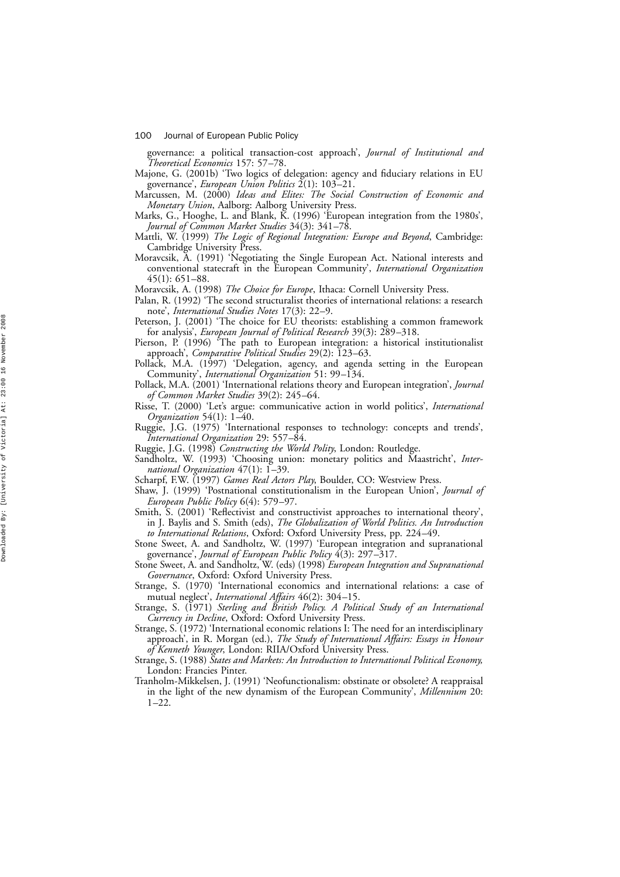governance: a political transaction-cost approach', *Journal of Institutional and Theoretical Economics* 157: 57–78.

Majone, G. (2001b) 'Two logics of delegation: agency and fiduciary relations in EU governance', *European Union Politics* 2(1): 103–21.

Marcussen, M. (2000) *Ideas and Elites: The Social Construction of Economic and Monetary Union*, Aalborg: Aalborg University Press.

Marks, G., Hooghe, L. and Blank, K. (1996) 'European integration from the 1980s', *Journal of Common Market Studies* 34(3): 341–78.

Mattli, W. (1999) *The Logic of Regional Integration: Europe and Beyond*, Cambridge: Cambridge University Press.

Moravcsik, A. (1991) 'Negotiating the Single European Act. National interests and conventional statecraft in the European Community', *International Organization* 45(1): 651–88.

Moravcsik, A. (1998) *The Choice for Europe*, Ithaca: Cornell University Press.

Palan, R. (1992) 'The second structuralist theories of international relations: a research note', *International Studies Notes* 17(3): 22–9.

Peterson, J. (2001) 'The choice for EU theorists: establishing a common framework for analysis', *European Journal of Political Research* 39(3): 289–318.

Pierson, P. (1996) 'The path to European integration: a historical institutionalist approach', *Comparative Political Studies* 29(2): 123–63.

Pollack, M.A. (1997) 'Delegation, agency, and agenda setting in the European Community', *International Organization* 51: 99–134.

Pollack, M.A. (2001) 'International relations theory and European integration', *Journal of Common Market Studies* 39(2): 245–64.

Risse, T. (2000) 'Let's argue: communicative action in world politics', *International Organization* 54(1): 1–40.

Ruggie, J.G. (1975) 'International responses to technology: concepts and trends', *International Organization* 29: 557–84.

Ruggie, J.G. (1998) *Constructing the World Polity*, London: Routledge.

Sandholtz, W. (1993) 'Choosing union: monetary politics and Maastricht', *International Organization* 47(1): 1–39.

Scharpf, F.W. (1997) *Games Real Actors Play*, Boulder, CO: Westview Press.

Shaw, J. (1999) 'Postnational constitutionalism in the European Union', *Journal of European Public Policy* 6(4): 579–97.

Smith, S. (2001) 'Reflectivist and constructivist approaches to international theory', in J. Baylis and S. Smith (eds), *The Globalization of World Politics. An Introduction to International Relations*, Oxford: Oxford University Press, pp. 224–49.

Stone Sweet, A. and Sandholtz, W. (1997) 'European integration and supranational governance', *Journal of European Public Policy* 4(3): 297–317.

Stone Sweet, A. and Sandholtz, W. (eds) (1998) *European Integration and Supranational Governance*, Oxford: Oxford University Press.

Strange, S. (1970) 'International economics and international relations: a case of mutual neglect', *International Affairs* 46(2): 304–15.

Strange, S. (1971) *Sterling and British Policy. A Political Study of an International Currency in Decline*, Oxford: Oxford University Press.

Strange, S. (1972) 'International economic relations I: The need for an interdisciplinary approach', in R. Morgan (ed.), *The Study of International Affairs: Essays in Honour of Kenneth Younger*, London: RIIA/Oxford University Press.

Strange, S. (1988) *States and Markets: An Introduction to International Political Economy,* London: Francies Pinter.

Tranholm-Mikkelsen, J. (1991) 'Neofunctionalism: obstinate or obsolete? A reappraisal in the light of the new dynamism of the European Community', *Millennium* 20: 1–22.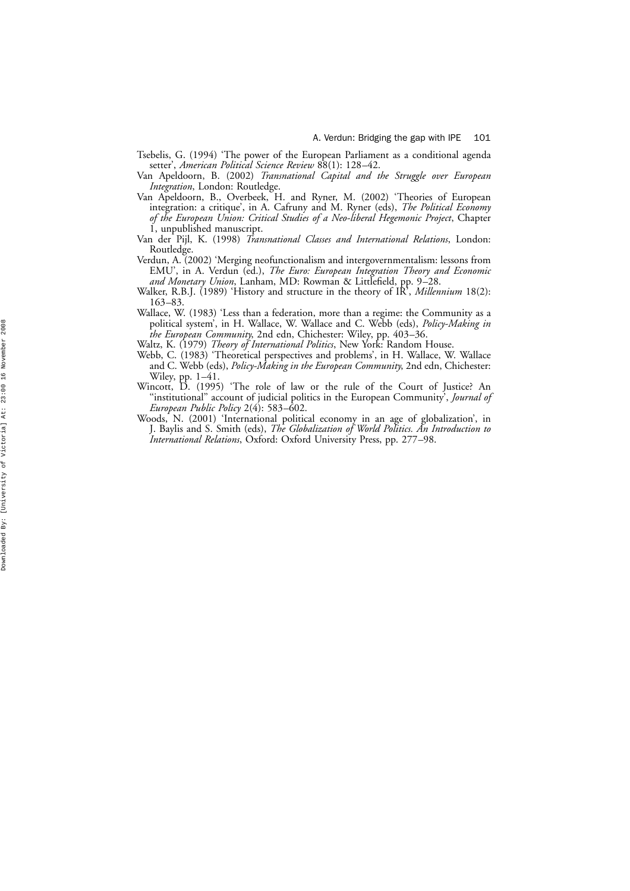Tsebelis, G. (1994) 'The power of the European Parliament as a conditional agenda setter', *American Political Science Review* 88(1): 128–42.

Van Apeldoorn, B. (2002) *Transnational Capital and the Struggle over European Integration*, London: Routledge.

Van Apeldoorn, B., Overbeek, H. and Ryner, M. (2002) 'Theories of European integration: a critique', in A. Cafruny and M. Ryner (eds), *The Political Economy of the European Union: Critical Studies of a Neo-liberal Hegemonic Project*, Chapter 1, unpublished manuscript.

Van der Pijl, K. (1998) *Transnational Classes and International Relations*, London: Routledge.

Verdun, A. (2002) 'Merging neofunctionalism and intergovernmentalism: lessons from EMU', in A. Verdun (ed.), *The Euro: European Integration Theory and Economic and Monetary Union*, Lanham, MD: Rowman & Littlefield, pp. 9–28.

Walker, R.B.J. (1989) 'History and structure in the theory of IR', *Millennium* 18(2): 163–83.

Wallace, W. (1983) 'Less than a federation, more than a regime: the Community as a political system', in H. Wallace, W. Wallace and C. Webb (eds), *Policy-Making in the European Community*, 2nd edn, Chichester: Wiley, pp. 403–36.

Waltz, K. (1979) *Theory of International Politics*, New York: Random House.

Webb, C. (1983) 'Theoretical perspectives and problems', in H. Wallace, W. Wallace and C. Webb (eds), *Policy-Making in the European Community*, 2nd edn, Chichester: Wiley, pp. 1–41.

Wincott, D. (1995) 'The role of law or the rule of the Court of Justice? An "institutional" account of judicial politics in the European Community', *Journal of European Public Policy* 2(4): 583–602.

Woods, N. (2001) 'International political economy in an age of globalization', in J. Baylis and S. Smith (eds), *The Globalization of World Politics. An Introduction to International Relations*, Oxford: Oxford University Press, pp. 277–98.